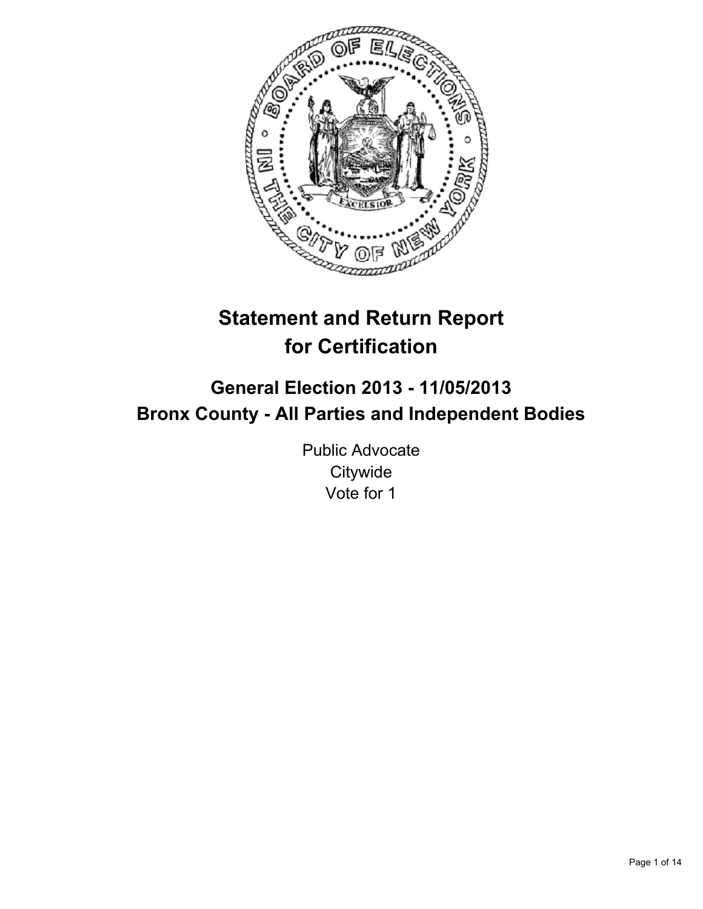# Statement and Return Report for Certification

## General Election 2013 - 11/05/2013
## Bronx County - All Parties and Independent Bodies

Public Advocate
Citywide
Vote for 1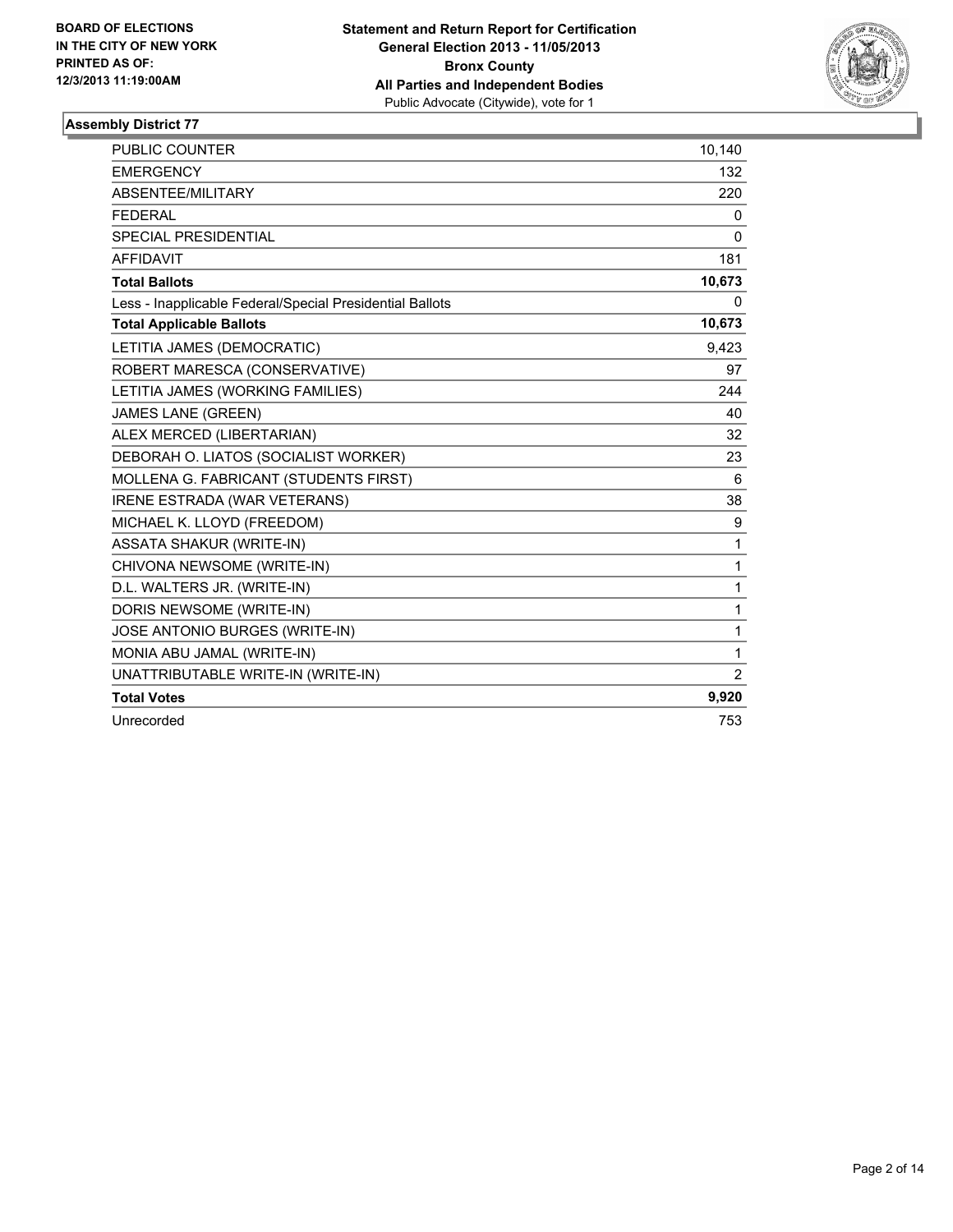BOARD OF ELECTIONS
IN THE CITY OF NEW YORK
PRINTED AS OF:
12/3/2013 11:19:00AM

**Statement and Return Report for Certification**
**General Election 2013 - 11/05/2013**
**Bronx County**
**All Parties and Independent Bodies**
Public Advocate (Citywide), vote for 1

### Assembly District 77

| | |
|---|---|
| PUBLIC COUNTER | 10,140 |
| EMERGENCY | 132 |
| ABSENTEE/MILITARY | 220 |
| FEDERAL | 0 |
| SPECIAL PRESIDENTIAL | 0 |
| AFFIDAVIT | 181 |
| **Total Ballots** | **10,673** |
| Less - Inapplicable Federal/Special Presidential Ballots | 0 |
| **Total Applicable Ballots** | **10,673** |
| LETITIA JAMES (DEMOCRATIC) | 9,423 |
| ROBERT MARESCA (CONSERVATIVE) | 97 |
| LETITIA JAMES (WORKING FAMILIES) | 244 |
| JAMES LANE (GREEN) | 40 |
| ALEX MERCED (LIBERTARIAN) | 32 |
| DEBORAH O. LIATOS (SOCIALIST WORKER) | 23 |
| MOLLENA G. FABRICANT (STUDENTS FIRST) | 6 |
| IRENE ESTRADA (WAR VETERANS) | 38 |
| MICHAEL K. LLOYD (FREEDOM) | 9 |
| ASSATA SHAKUR (WRITE-IN) | 1 |
| CHIVONA NEWSOME (WRITE-IN) | 1 |
| D.L. WALTERS JR. (WRITE-IN) | 1 |
| DORIS NEWSOME (WRITE-IN) | 1 |
| JOSE ANTONIO BURGES (WRITE-IN) | 1 |
| MONIA ABU JAMAL (WRITE-IN) | 1 |
| UNATTRIBUTABLE WRITE-IN (WRITE-IN) | 2 |
| **Total Votes** | **9,920** |
| Unrecorded | 753 |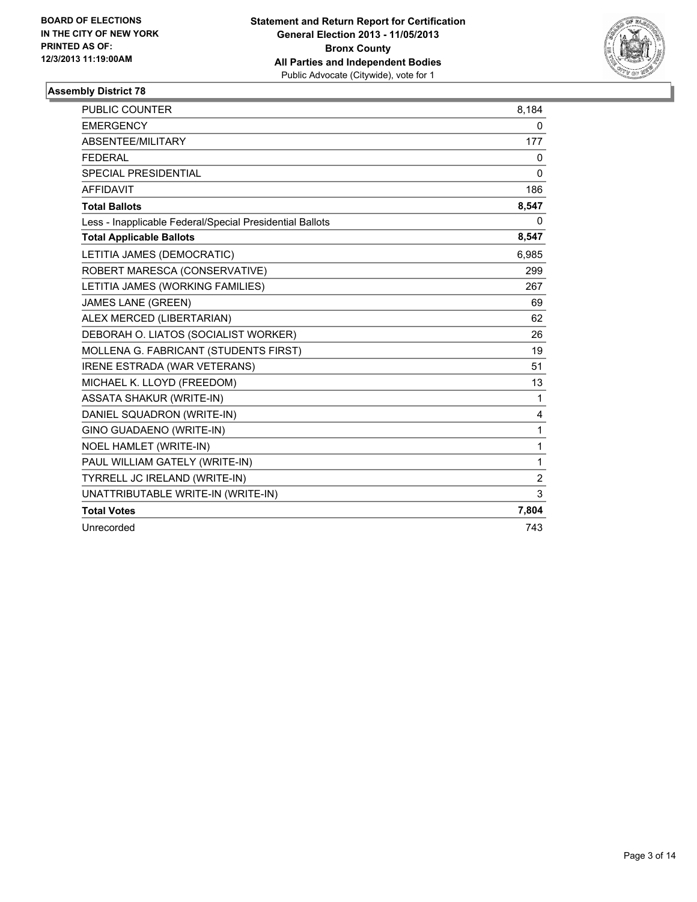**BOARD OF ELECTIONS IN THE CITY OF NEW YORK PRINTED AS OF: 12/3/2013 11:19:00AM**

**Statement and Return Report for Certification General Election 2013 - 11/05/2013 Bronx County All Parties and Independent Bodies**
Public Advocate (Citywide), vote for 1

### Assembly District 78

| | |
|---|---|
| PUBLIC COUNTER | 8,184 |
| EMERGENCY | 0 |
| ABSENTEE/MILITARY | 177 |
| FEDERAL | 0 |
| SPECIAL PRESIDENTIAL | 0 |
| AFFIDAVIT | 186 |
| **Total Ballots** | **8,547** |
| Less - Inapplicable Federal/Special Presidential Ballots | 0 |
| **Total Applicable Ballots** | **8,547** |
| LETITIA JAMES (DEMOCRATIC) | 6,985 |
| ROBERT MARESCA (CONSERVATIVE) | 299 |
| LETITIA JAMES (WORKING FAMILIES) | 267 |
| JAMES LANE (GREEN) | 69 |
| ALEX MERCED (LIBERTARIAN) | 62 |
| DEBORAH O. LIATOS (SOCIALIST WORKER) | 26 |
| MOLLENA G. FABRICANT (STUDENTS FIRST) | 19 |
| IRENE ESTRADA (WAR VETERANS) | 51 |
| MICHAEL K. LLOYD (FREEDOM) | 13 |
| ASSATA SHAKUR (WRITE-IN) | 1 |
| DANIEL SQUADRON (WRITE-IN) | 4 |
| GINO GUADAENO (WRITE-IN) | 1 |
| NOEL HAMLET (WRITE-IN) | 1 |
| PAUL WILLIAM GATELY (WRITE-IN) | 1 |
| TYRRELL JC IRELAND (WRITE-IN) | 2 |
| UNATTRIBUTABLE WRITE-IN (WRITE-IN) | 3 |
| **Total Votes** | **7,804** |
| Unrecorded | 743 |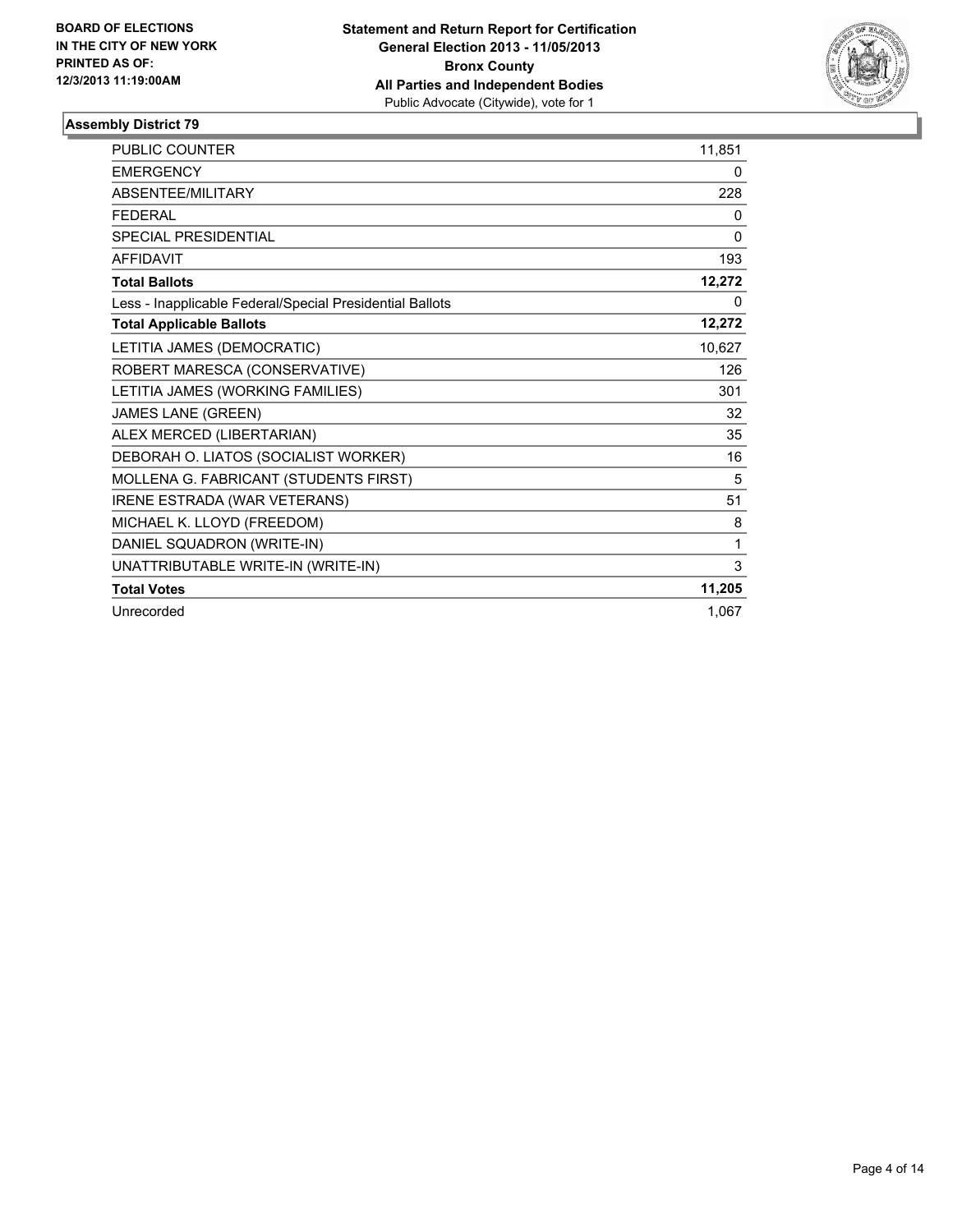**BOARD OF ELECTIONS IN THE CITY OF NEW YORK PRINTED AS OF: 12/3/2013 11:19:00AM**

**Statement and Return Report for Certification**
**General Election 2013 - 11/05/2013**
**Bronx County**
**All Parties and Independent Bodies**
Public Advocate (Citywide), vote for 1

### Assembly District 79

| | |
|---|---|
| PUBLIC COUNTER | 11,851 |
| EMERGENCY | 0 |
| ABSENTEE/MILITARY | 228 |
| FEDERAL | 0 |
| SPECIAL PRESIDENTIAL | 0 |
| AFFIDAVIT | 193 |
| **Total Ballots** | **12,272** |
| Less - Inapplicable Federal/Special Presidential Ballots | 0 |
| **Total Applicable Ballots** | **12,272** |
| LETITIA JAMES (DEMOCRATIC) | 10,627 |
| ROBERT MARESCA (CONSERVATIVE) | 126 |
| LETITIA JAMES (WORKING FAMILIES) | 301 |
| JAMES LANE (GREEN) | 32 |
| ALEX MERCED (LIBERTARIAN) | 35 |
| DEBORAH O. LIATOS (SOCIALIST WORKER) | 16 |
| MOLLENA G. FABRICANT (STUDENTS FIRST) | 5 |
| IRENE ESTRADA (WAR VETERANS) | 51 |
| MICHAEL K. LLOYD (FREEDOM) | 8 |
| DANIEL SQUADRON (WRITE-IN) | 1 |
| UNATTRIBUTABLE WRITE-IN (WRITE-IN) | 3 |
| **Total Votes** | **11,205** |
| Unrecorded | 1,067 |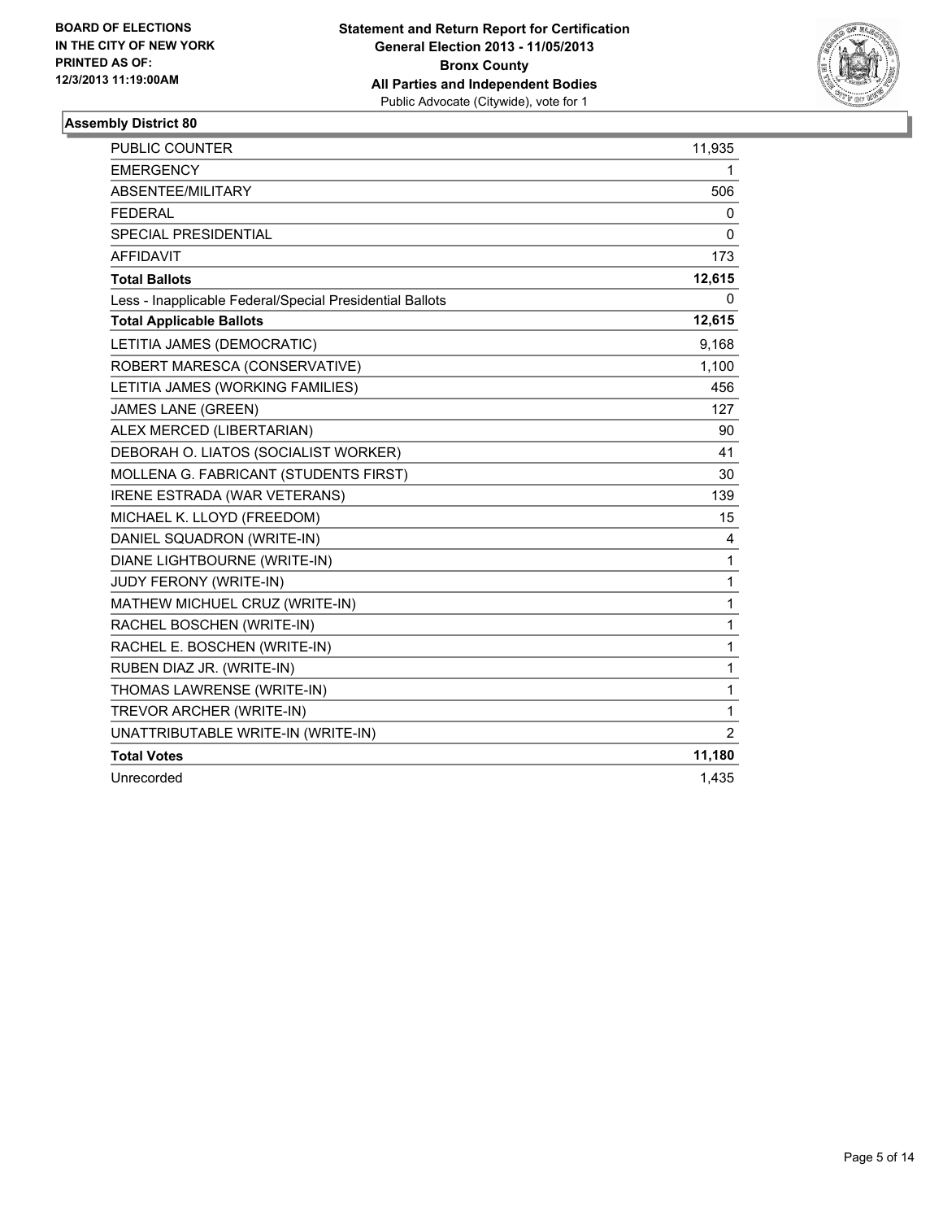**BOARD OF ELECTIONS IN THE CITY OF NEW YORK PRINTED AS OF: 12/3/2013 11:19:00AM**

**Statement and Return Report for Certification General Election 2013 - 11/05/2013 Bronx County All Parties and Independent Bodies**
Public Advocate (Citywide), vote for 1

### Assembly District 80

| | |
|---|---|
| PUBLIC COUNTER | 11,935 |
| EMERGENCY | 1 |
| ABSENTEE/MILITARY | 506 |
| FEDERAL | 0 |
| SPECIAL PRESIDENTIAL | 0 |
| AFFIDAVIT | 173 |
| **Total Ballots** | **12,615** |
| Less - Inapplicable Federal/Special Presidential Ballots | 0 |
| **Total Applicable Ballots** | **12,615** |
| LETITIA JAMES (DEMOCRATIC) | 9,168 |
| ROBERT MARESCA (CONSERVATIVE) | 1,100 |
| LETITIA JAMES (WORKING FAMILIES) | 456 |
| JAMES LANE (GREEN) | 127 |
| ALEX MERCED (LIBERTARIAN) | 90 |
| DEBORAH O. LIATOS (SOCIALIST WORKER) | 41 |
| MOLLENA G. FABRICANT (STUDENTS FIRST) | 30 |
| IRENE ESTRADA (WAR VETERANS) | 139 |
| MICHAEL K. LLOYD (FREEDOM) | 15 |
| DANIEL SQUADRON (WRITE-IN) | 4 |
| DIANE LIGHTBOURNE (WRITE-IN) | 1 |
| JUDY FERONY (WRITE-IN) | 1 |
| MATHEW MICHUEL CRUZ (WRITE-IN) | 1 |
| RACHEL BOSCHEN (WRITE-IN) | 1 |
| RACHEL E. BOSCHEN (WRITE-IN) | 1 |
| RUBEN DIAZ JR. (WRITE-IN) | 1 |
| THOMAS LAWRENSE (WRITE-IN) | 1 |
| TREVOR ARCHER (WRITE-IN) | 1 |
| UNATTRIBUTABLE WRITE-IN (WRITE-IN) | 2 |
| **Total Votes** | **11,180** |
| Unrecorded | 1,435 |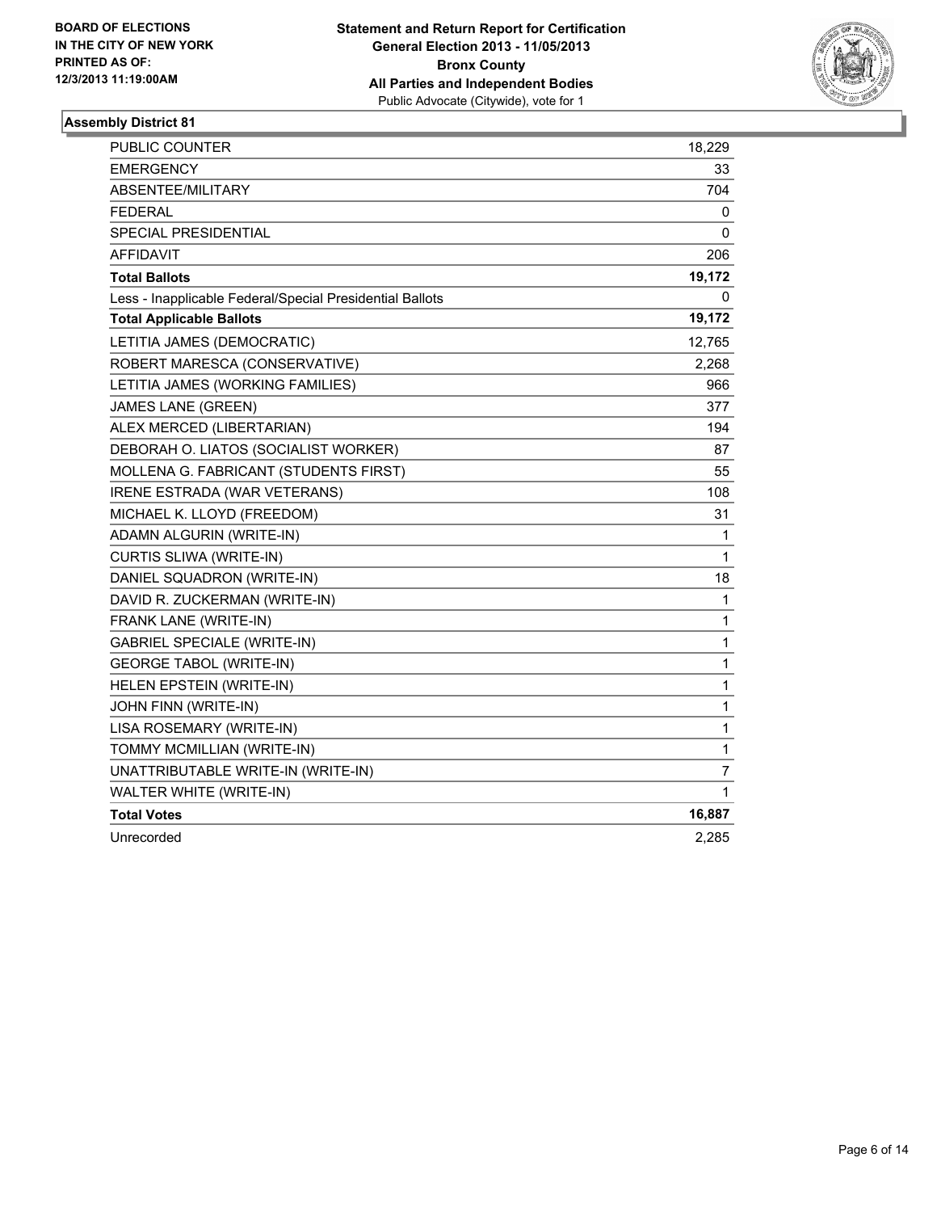BOARD OF ELECTIONS
IN THE CITY OF NEW YORK
PRINTED AS OF:
12/3/2013 11:19:00AM

**Statement and Return Report for Certification**
**General Election 2013 - 11/05/2013**
**Bronx County**
**All Parties and Independent Bodies**
Public Advocate (Citywide), vote for 1

### Assembly District 81

| | |
|---|---|
| PUBLIC COUNTER | 18,229 |
| EMERGENCY | 33 |
| ABSENTEE/MILITARY | 704 |
| FEDERAL | 0 |
| SPECIAL PRESIDENTIAL | 0 |
| AFFIDAVIT | 206 |
| **Total Ballots** | **19,172** |
| Less - Inapplicable Federal/Special Presidential Ballots | 0 |
| **Total Applicable Ballots** | **19,172** |
| LETITIA JAMES (DEMOCRATIC) | 12,765 |
| ROBERT MARESCA (CONSERVATIVE) | 2,268 |
| LETITIA JAMES (WORKING FAMILIES) | 966 |
| JAMES LANE (GREEN) | 377 |
| ALEX MERCED (LIBERTARIAN) | 194 |
| DEBORAH O. LIATOS (SOCIALIST WORKER) | 87 |
| MOLLENA G. FABRICANT (STUDENTS FIRST) | 55 |
| IRENE ESTRADA (WAR VETERANS) | 108 |
| MICHAEL K. LLOYD (FREEDOM) | 31 |
| ADAMN ALGURIN (WRITE-IN) | 1 |
| CURTIS SLIWA (WRITE-IN) | 1 |
| DANIEL SQUADRON (WRITE-IN) | 18 |
| DAVID R. ZUCKERMAN (WRITE-IN) | 1 |
| FRANK LANE (WRITE-IN) | 1 |
| GABRIEL SPECIALE (WRITE-IN) | 1 |
| GEORGE TABOL (WRITE-IN) | 1 |
| HELEN EPSTEIN (WRITE-IN) | 1 |
| JOHN FINN (WRITE-IN) | 1 |
| LISA ROSEMARY (WRITE-IN) | 1 |
| TOMMY MCMILLIAN (WRITE-IN) | 1 |
| UNATTRIBUTABLE WRITE-IN (WRITE-IN) | 7 |
| WALTER WHITE (WRITE-IN) | 1 |
| **Total Votes** | **16,887** |
| Unrecorded | 2,285 |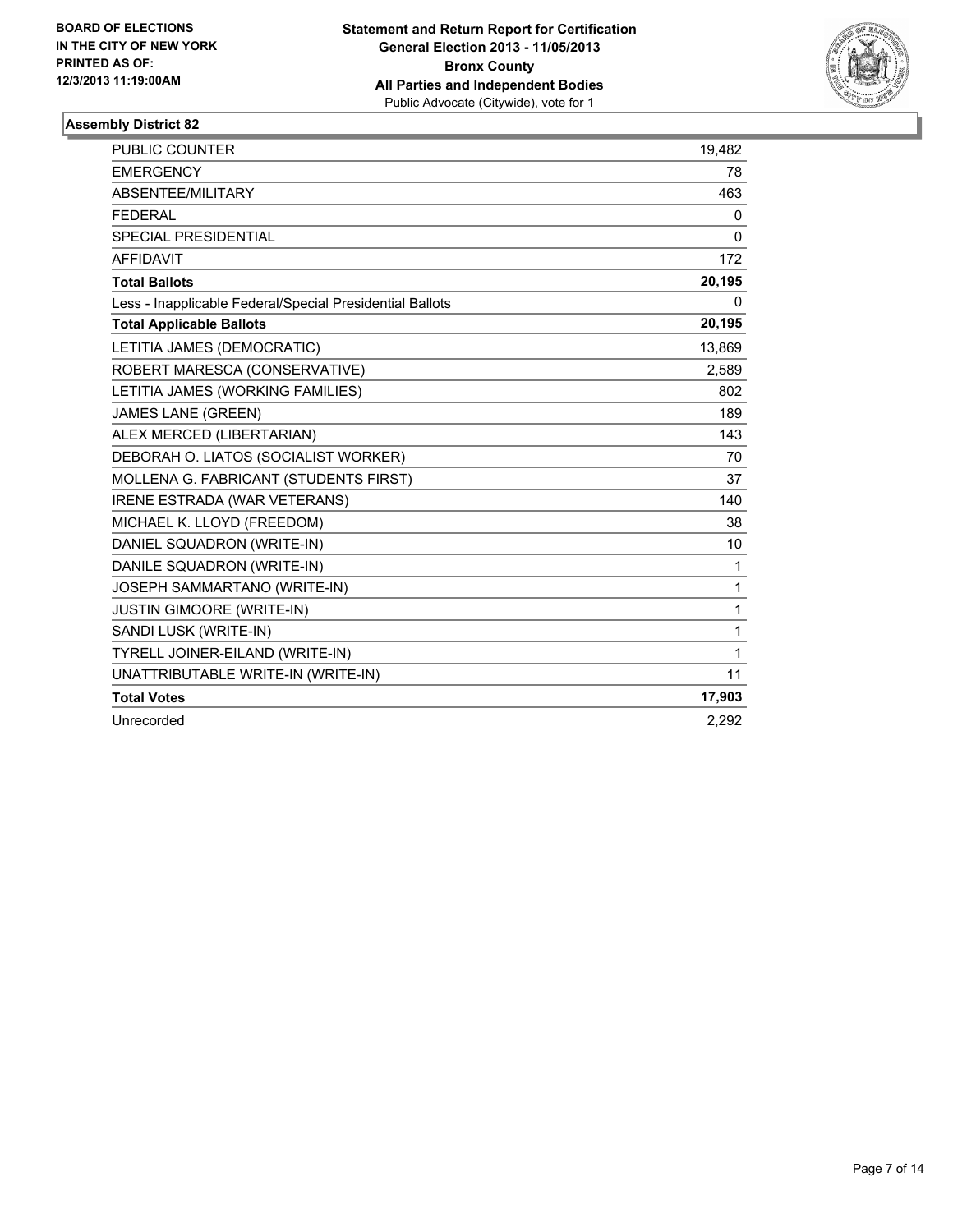**BOARD OF ELECTIONS IN THE CITY OF NEW YORK PRINTED AS OF: 12/3/2013 11:19:00AM**

**Statement and Return Report for Certification**
**General Election 2013 - 11/05/2013**
**Bronx County**
**All Parties and Independent Bodies**
Public Advocate (Citywide), vote for 1

### Assembly District 82

| | |
|---|---|
| PUBLIC COUNTER | 19,482 |
| EMERGENCY | 78 |
| ABSENTEE/MILITARY | 463 |
| FEDERAL | 0 |
| SPECIAL PRESIDENTIAL | 0 |
| AFFIDAVIT | 172 |
| **Total Ballots** | **20,195** |
| Less - Inapplicable Federal/Special Presidential Ballots | 0 |
| **Total Applicable Ballots** | **20,195** |
| LETITIA JAMES (DEMOCRATIC) | 13,869 |
| ROBERT MARESCA (CONSERVATIVE) | 2,589 |
| LETITIA JAMES (WORKING FAMILIES) | 802 |
| JAMES LANE (GREEN) | 189 |
| ALEX MERCED (LIBERTARIAN) | 143 |
| DEBORAH O. LIATOS (SOCIALIST WORKER) | 70 |
| MOLLENA G. FABRICANT (STUDENTS FIRST) | 37 |
| IRENE ESTRADA (WAR VETERANS) | 140 |
| MICHAEL K. LLOYD (FREEDOM) | 38 |
| DANIEL SQUADRON (WRITE-IN) | 10 |
| DANILE SQUADRON (WRITE-IN) | 1 |
| JOSEPH SAMMARTANO (WRITE-IN) | 1 |
| JUSTIN GIMOORE (WRITE-IN) | 1 |
| SANDI LUSK (WRITE-IN) | 1 |
| TYRELL JOINER-EILAND (WRITE-IN) | 1 |
| UNATTRIBUTABLE WRITE-IN (WRITE-IN) | 11 |
| **Total Votes** | **17,903** |
| Unrecorded | 2,292 |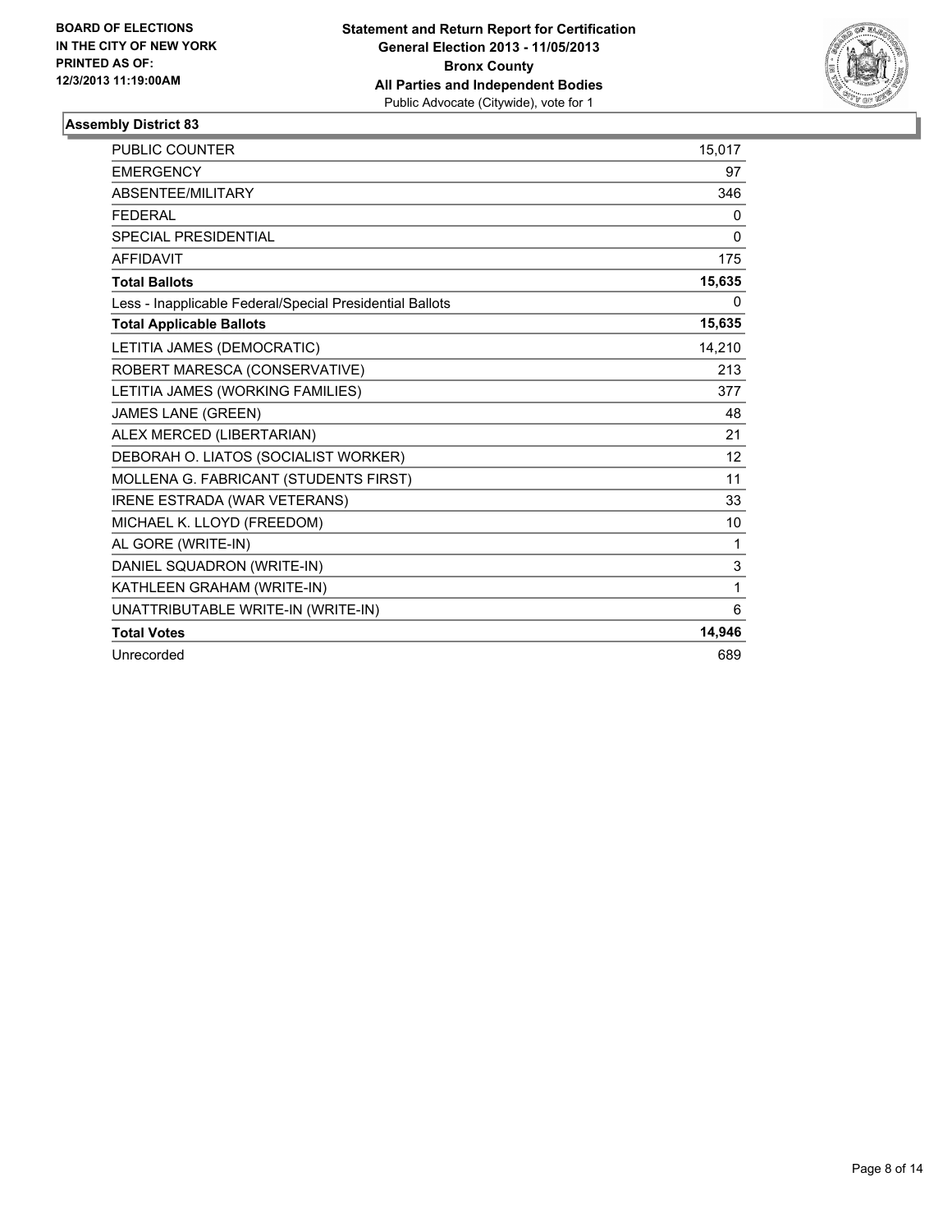**BOARD OF ELECTIONS IN THE CITY OF NEW YORK PRINTED AS OF: 12/3/2013 11:19:00AM**

**Statement and Return Report for Certification**
**General Election 2013 - 11/05/2013**
**Bronx County**
**All Parties and Independent Bodies**
Public Advocate (Citywide), vote for 1

## Assembly District 83

| | |
|---|---|
| PUBLIC COUNTER | 15,017 |
| EMERGENCY | 97 |
| ABSENTEE/MILITARY | 346 |
| FEDERAL | 0 |
| SPECIAL PRESIDENTIAL | 0 |
| AFFIDAVIT | 175 |
| **Total Ballots** | **15,635** |
| Less - Inapplicable Federal/Special Presidential Ballots | 0 |
| **Total Applicable Ballots** | **15,635** |
| LETITIA JAMES (DEMOCRATIC) | 14,210 |
| ROBERT MARESCA (CONSERVATIVE) | 213 |
| LETITIA JAMES (WORKING FAMILIES) | 377 |
| JAMES LANE (GREEN) | 48 |
| ALEX MERCED (LIBERTARIAN) | 21 |
| DEBORAH O. LIATOS (SOCIALIST WORKER) | 12 |
| MOLLENA G. FABRICANT (STUDENTS FIRST) | 11 |
| IRENE ESTRADA (WAR VETERANS) | 33 |
| MICHAEL K. LLOYD (FREEDOM) | 10 |
| AL GORE (WRITE-IN) | 1 |
| DANIEL SQUADRON (WRITE-IN) | 3 |
| KATHLEEN GRAHAM (WRITE-IN) | 1 |
| UNATTRIBUTABLE WRITE-IN (WRITE-IN) | 6 |
| **Total Votes** | **14,946** |
| Unrecorded | 689 |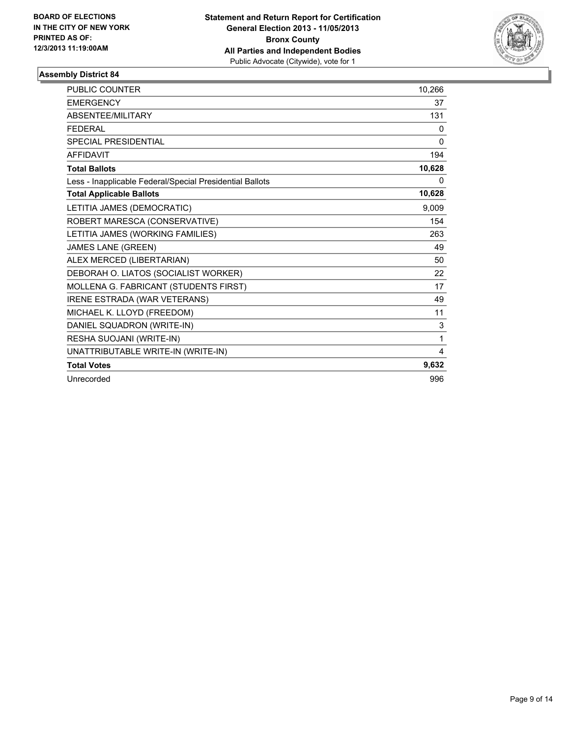**BOARD OF ELECTIONS IN THE CITY OF NEW YORK PRINTED AS OF: 12/3/2013 11:19:00AM**

**Statement and Return Report for Certification General Election 2013 - 11/05/2013 Bronx County All Parties and Independent Bodies**
Public Advocate (Citywide), vote for 1

### Assembly District 84

| | |
|---|---|
| PUBLIC COUNTER | 10,266 |
| EMERGENCY | 37 |
| ABSENTEE/MILITARY | 131 |
| FEDERAL | 0 |
| SPECIAL PRESIDENTIAL | 0 |
| AFFIDAVIT | 194 |
| **Total Ballots** | **10,628** |
| Less - Inapplicable Federal/Special Presidential Ballots | 0 |
| **Total Applicable Ballots** | **10,628** |
| LETITIA JAMES (DEMOCRATIC) | 9,009 |
| ROBERT MARESCA (CONSERVATIVE) | 154 |
| LETITIA JAMES (WORKING FAMILIES) | 263 |
| JAMES LANE (GREEN) | 49 |
| ALEX MERCED (LIBERTARIAN) | 50 |
| DEBORAH O. LIATOS (SOCIALIST WORKER) | 22 |
| MOLLENA G. FABRICANT (STUDENTS FIRST) | 17 |
| IRENE ESTRADA (WAR VETERANS) | 49 |
| MICHAEL K. LLOYD (FREEDOM) | 11 |
| DANIEL SQUADRON (WRITE-IN) | 3 |
| RESHA SUOJANI (WRITE-IN) | 1 |
| UNATTRIBUTABLE WRITE-IN (WRITE-IN) | 4 |
| **Total Votes** | **9,632** |
| Unrecorded | 996 |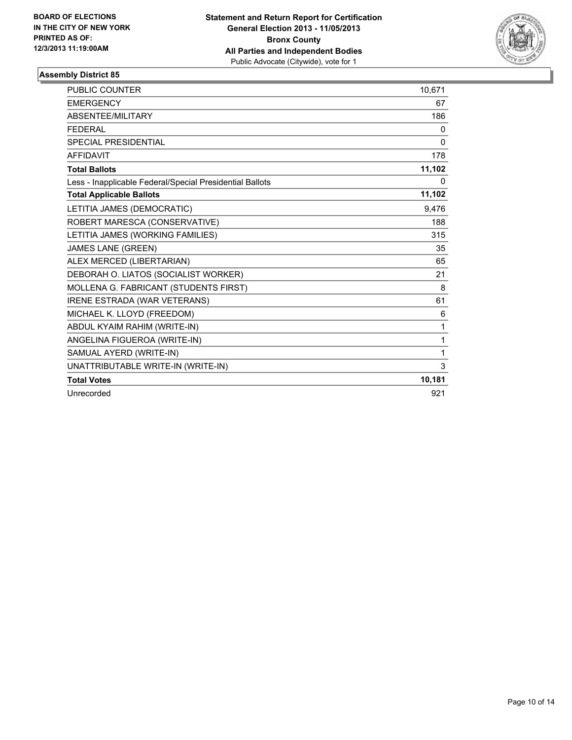BOARD OF ELECTIONS
IN THE CITY OF NEW YORK
PRINTED AS OF:
12/3/2013 11:19:00AM

**Statement and Return Report for Certification**
**General Election 2013 - 11/05/2013**
**Bronx County**
**All Parties and Independent Bodies**
Public Advocate (Citywide), vote for 1

### Assembly District 85

| | |
|---|---|
| PUBLIC COUNTER | 10,671 |
| EMERGENCY | 67 |
| ABSENTEE/MILITARY | 186 |
| FEDERAL | 0 |
| SPECIAL PRESIDENTIAL | 0 |
| AFFIDAVIT | 178 |
| **Total Ballots** | **11,102** |
| Less - Inapplicable Federal/Special Presidential Ballots | 0 |
| **Total Applicable Ballots** | **11,102** |
| LETITIA JAMES (DEMOCRATIC) | 9,476 |
| ROBERT MARESCA (CONSERVATIVE) | 188 |
| LETITIA JAMES (WORKING FAMILIES) | 315 |
| JAMES LANE (GREEN) | 35 |
| ALEX MERCED (LIBERTARIAN) | 65 |
| DEBORAH O. LIATOS (SOCIALIST WORKER) | 21 |
| MOLLENA G. FABRICANT (STUDENTS FIRST) | 8 |
| IRENE ESTRADA (WAR VETERANS) | 61 |
| MICHAEL K. LLOYD (FREEDOM) | 6 |
| ABDUL KYAIM RAHIM (WRITE-IN) | 1 |
| ANGELINA FIGUEROA (WRITE-IN) | 1 |
| SAMUAL AYERD (WRITE-IN) | 1 |
| UNATTRIBUTABLE WRITE-IN (WRITE-IN) | 3 |
| **Total Votes** | **10,181** |
| Unrecorded | 921 |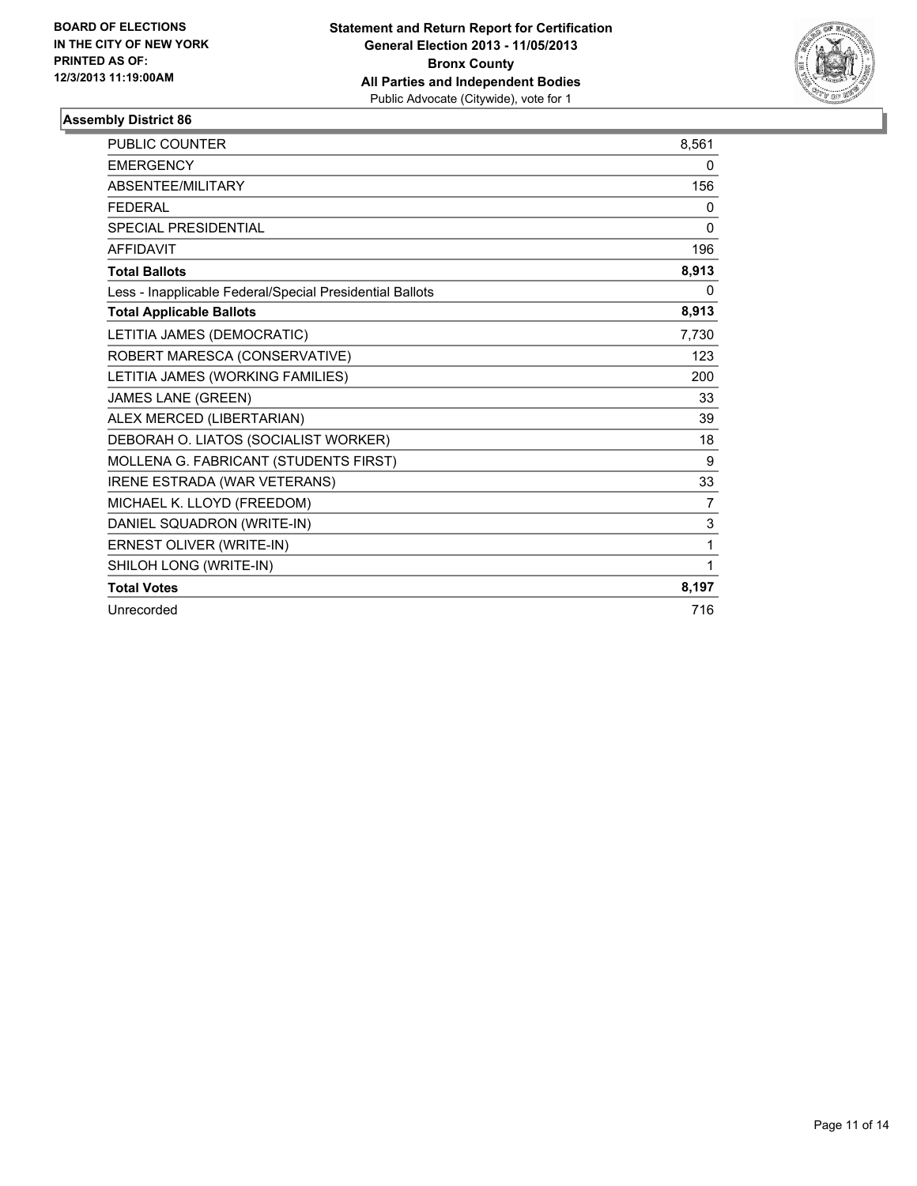**BOARD OF ELECTIONS IN THE CITY OF NEW YORK PRINTED AS OF: 12/3/2013 11:19:00AM**

**Statement and Return Report for Certification General Election 2013 - 11/05/2013 Bronx County All Parties and Independent Bodies**
Public Advocate (Citywide), vote for 1

### Assembly District 86

| | |
|---|---|
| PUBLIC COUNTER | 8,561 |
| EMERGENCY | 0 |
| ABSENTEE/MILITARY | 156 |
| FEDERAL | 0 |
| SPECIAL PRESIDENTIAL | 0 |
| AFFIDAVIT | 196 |
| **Total Ballots** | **8,913** |
| Less - Inapplicable Federal/Special Presidential Ballots | 0 |
| **Total Applicable Ballots** | **8,913** |
| LETITIA JAMES (DEMOCRATIC) | 7,730 |
| ROBERT MARESCA (CONSERVATIVE) | 123 |
| LETITIA JAMES (WORKING FAMILIES) | 200 |
| JAMES LANE (GREEN) | 33 |
| ALEX MERCED (LIBERTARIAN) | 39 |
| DEBORAH O. LIATOS (SOCIALIST WORKER) | 18 |
| MOLLENA G. FABRICANT (STUDENTS FIRST) | 9 |
| IRENE ESTRADA (WAR VETERANS) | 33 |
| MICHAEL K. LLOYD (FREEDOM) | 7 |
| DANIEL SQUADRON (WRITE-IN) | 3 |
| ERNEST OLIVER (WRITE-IN) | 1 |
| SHILOH LONG (WRITE-IN) | 1 |
| **Total Votes** | **8,197** |
| Unrecorded | 716 |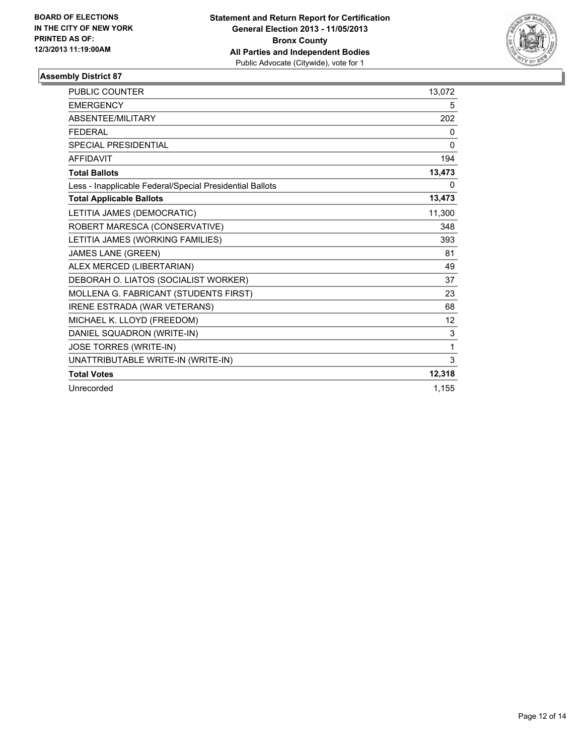**BOARD OF ELECTIONS IN THE CITY OF NEW YORK PRINTED AS OF: 12/3/2013 11:19:00AM**

**Statement and Return Report for Certification**
**General Election 2013 - 11/05/2013**
**Bronx County**
**All Parties and Independent Bodies**
Public Advocate (Citywide), vote for 1

### Assembly District 87

| | |
|---|---|
| PUBLIC COUNTER | 13,072 |
| EMERGENCY | 5 |
| ABSENTEE/MILITARY | 202 |
| FEDERAL | 0 |
| SPECIAL PRESIDENTIAL | 0 |
| AFFIDAVIT | 194 |
| **Total Ballots** | **13,473** |
| Less - Inapplicable Federal/Special Presidential Ballots | 0 |
| **Total Applicable Ballots** | **13,473** |
| LETITIA JAMES (DEMOCRATIC) | 11,300 |
| ROBERT MARESCA (CONSERVATIVE) | 348 |
| LETITIA JAMES (WORKING FAMILIES) | 393 |
| JAMES LANE (GREEN) | 81 |
| ALEX MERCED (LIBERTARIAN) | 49 |
| DEBORAH O. LIATOS (SOCIALIST WORKER) | 37 |
| MOLLENA G. FABRICANT (STUDENTS FIRST) | 23 |
| IRENE ESTRADA (WAR VETERANS) | 68 |
| MICHAEL K. LLOYD (FREEDOM) | 12 |
| DANIEL SQUADRON (WRITE-IN) | 3 |
| JOSE TORRES (WRITE-IN) | 1 |
| UNATTRIBUTABLE WRITE-IN (WRITE-IN) | 3 |
| **Total Votes** | **12,318** |
| Unrecorded | 1,155 |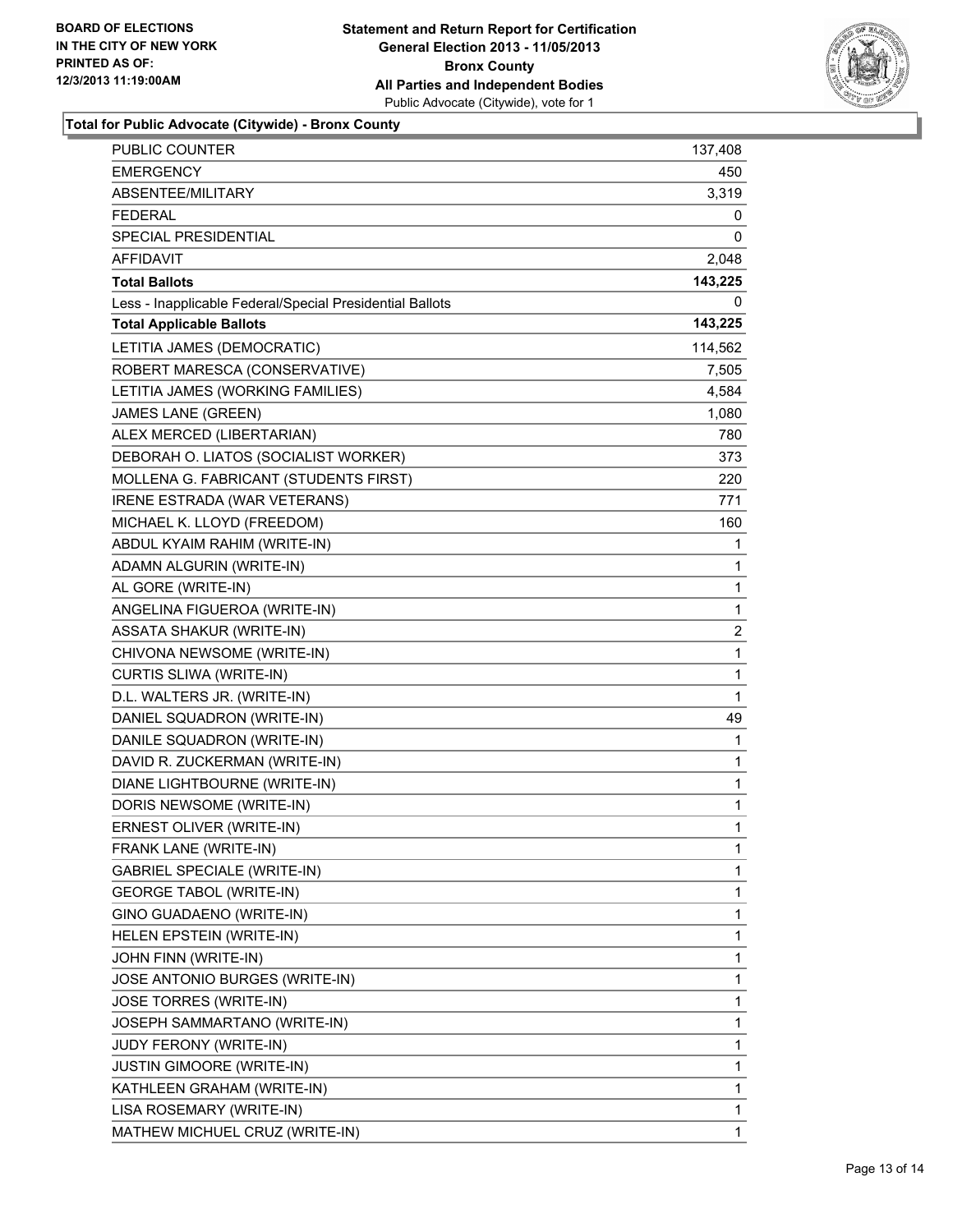BOARD OF ELECTIONS
IN THE CITY OF NEW YORK
PRINTED AS OF:
12/3/2013 11:19:00AM

**Statement and Return Report for Certification**
**General Election 2013 - 11/05/2013**
**Bronx County**
**All Parties and Independent Bodies**
Public Advocate (Citywide), vote for 1

### Total for Public Advocate (Citywide) - Bronx County

| | |
|---|---|
| PUBLIC COUNTER | 137,408 |
| EMERGENCY | 450 |
| ABSENTEE/MILITARY | 3,319 |
| FEDERAL | 0 |
| SPECIAL PRESIDENTIAL | 0 |
| AFFIDAVIT | 2,048 |
| **Total Ballots** | **143,225** |
| Less - Inapplicable Federal/Special Presidential Ballots | 0 |
| **Total Applicable Ballots** | **143,225** |
| LETITIA JAMES (DEMOCRATIC) | 114,562 |
| ROBERT MARESCA (CONSERVATIVE) | 7,505 |
| LETITIA JAMES (WORKING FAMILIES) | 4,584 |
| JAMES LANE (GREEN) | 1,080 |
| ALEX MERCED (LIBERTARIAN) | 780 |
| DEBORAH O. LIATOS (SOCIALIST WORKER) | 373 |
| MOLLENA G. FABRICANT (STUDENTS FIRST) | 220 |
| IRENE ESTRADA (WAR VETERANS) | 771 |
| MICHAEL K. LLOYD (FREEDOM) | 160 |
| ABDUL KYAIM RAHIM (WRITE-IN) | 1 |
| ADAMN ALGURIN (WRITE-IN) | 1 |
| AL GORE (WRITE-IN) | 1 |
| ANGELINA FIGUEROA (WRITE-IN) | 1 |
| ASSATA SHAKUR (WRITE-IN) | 2 |
| CHIVONA NEWSOME (WRITE-IN) | 1 |
| CURTIS SLIWA (WRITE-IN) | 1 |
| D.L. WALTERS JR. (WRITE-IN) | 1 |
| DANIEL SQUADRON (WRITE-IN) | 49 |
| DANILE SQUADRON (WRITE-IN) | 1 |
| DAVID R. ZUCKERMAN (WRITE-IN) | 1 |
| DIANE LIGHTBOURNE (WRITE-IN) | 1 |
| DORIS NEWSOME (WRITE-IN) | 1 |
| ERNEST OLIVER (WRITE-IN) | 1 |
| FRANK LANE (WRITE-IN) | 1 |
| GABRIEL SPECIALE (WRITE-IN) | 1 |
| GEORGE TABOL (WRITE-IN) | 1 |
| GINO GUADAENO (WRITE-IN) | 1 |
| HELEN EPSTEIN (WRITE-IN) | 1 |
| JOHN FINN (WRITE-IN) | 1 |
| JOSE ANTONIO BURGES (WRITE-IN) | 1 |
| JOSE TORRES (WRITE-IN) | 1 |
| JOSEPH SAMMARTANO (WRITE-IN) | 1 |
| JUDY FERONY (WRITE-IN) | 1 |
| JUSTIN GIMOORE (WRITE-IN) | 1 |
| KATHLEEN GRAHAM (WRITE-IN) | 1 |
| LISA ROSEMARY (WRITE-IN) | 1 |
| MATHEW MICHUEL CRUZ (WRITE-IN) | 1 |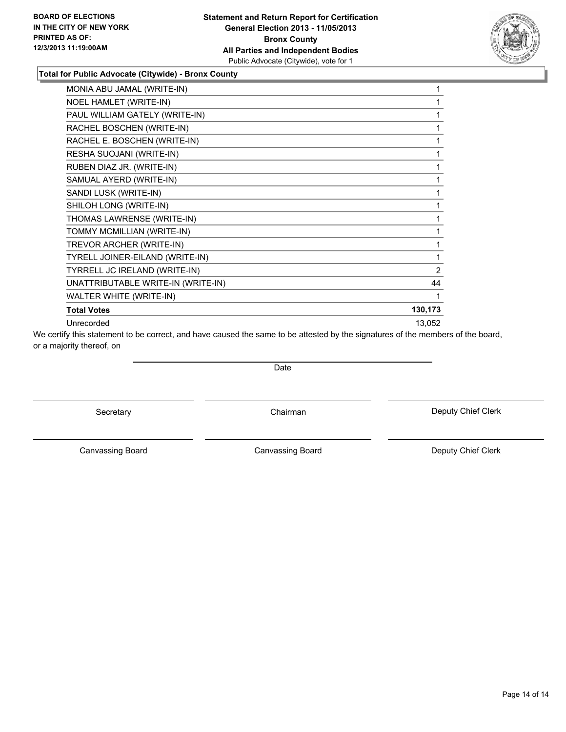**BOARD OF ELECTIONS IN THE CITY OF NEW YORK PRINTED AS OF: 12/3/2013 11:19:00AM**

**Statement and Return Report for Certification**
**General Election 2013 - 11/05/2013**
**Bronx County**
**All Parties and Independent Bodies**
Public Advocate (Citywide), vote for 1

### Total for Public Advocate (Citywide) - Bronx County

| | |
|---|---|
| MONIA ABU JAMAL (WRITE-IN) | 1 |
| NOEL HAMLET (WRITE-IN) | 1 |
| PAUL WILLIAM GATELY (WRITE-IN) | 1 |
| RACHEL BOSCHEN (WRITE-IN) | 1 |
| RACHEL E. BOSCHEN (WRITE-IN) | 1 |
| RESHA SUOJANI (WRITE-IN) | 1 |
| RUBEN DIAZ JR. (WRITE-IN) | 1 |
| SAMUAL AYERD (WRITE-IN) | 1 |
| SANDI LUSK (WRITE-IN) | 1 |
| SHILOH LONG (WRITE-IN) | 1 |
| THOMAS LAWRENSE (WRITE-IN) | 1 |
| TOMMY MCMILLIAN (WRITE-IN) | 1 |
| TREVOR ARCHER (WRITE-IN) | 1 |
| TYRELL JOINER-EILAND (WRITE-IN) | 1 |
| TYRRELL JC IRELAND (WRITE-IN) | 2 |
| UNATTRIBUTABLE WRITE-IN (WRITE-IN) | 44 |
| WALTER WHITE (WRITE-IN) | 1 |
| **Total Votes** | **130,173** |
| Unrecorded | 13,052 |

We certify this statement to be correct, and have caused the same to be attested by the signatures of the members of the board, or a majority thereof, on

Date

Secretary | Chairman | Deputy Chief Clerk

Canvassing Board | Canvassing Board | Deputy Chief Clerk